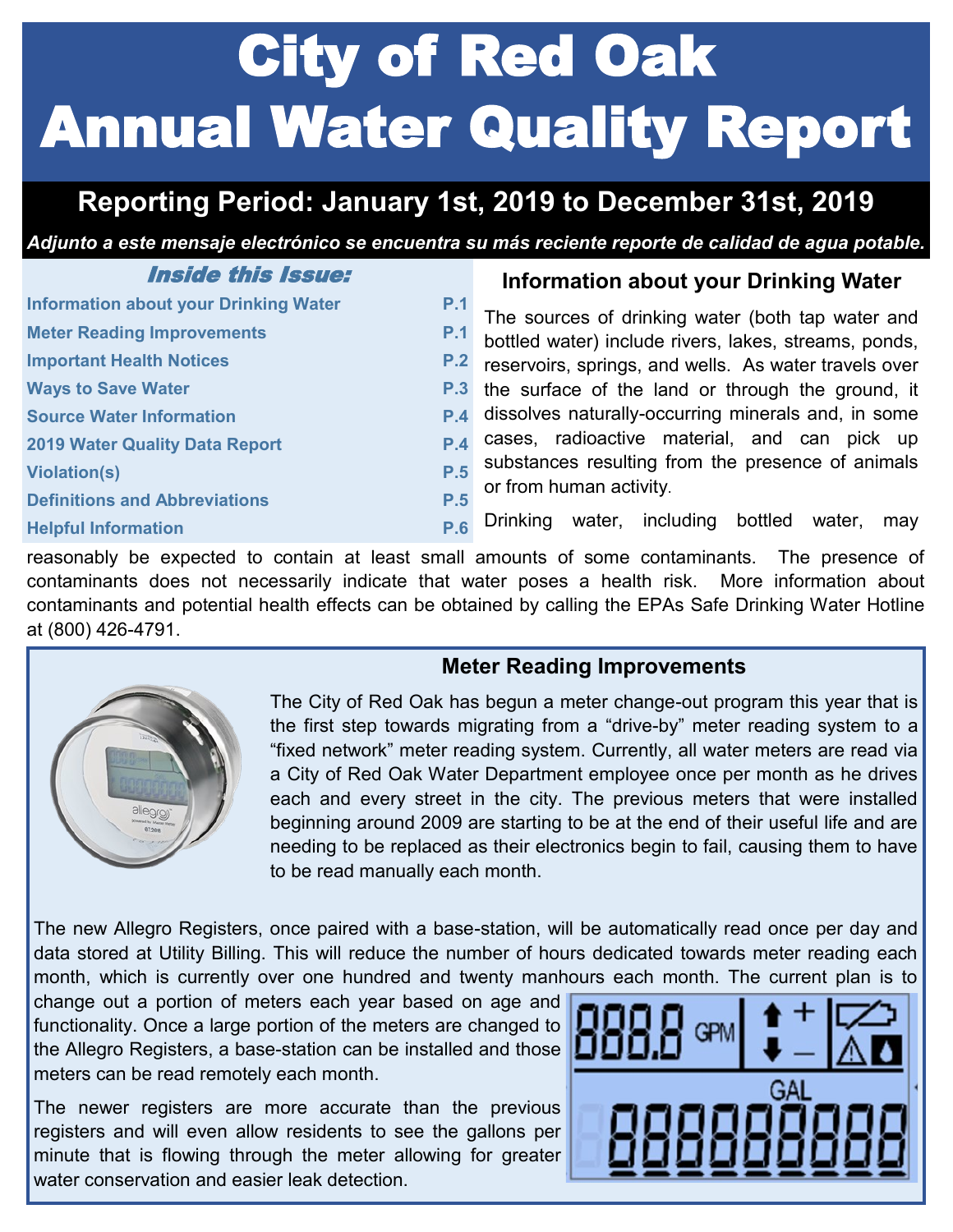# City of Red Oak Annual Water Quality Report

## Reporting Period: January 1st, 2019 to December 31st, 2019

*Adjunto a este mensaje electrónico se encuentra su más reciente reporte de calidad de agua potable.*

### Inside this Issue:

| | |
|---|---|
| Information about your Drinking Water | P.1 |
| Meter Reading Improvements | P.1 |
| Important Health Notices | P.2 |
| Ways to Save Water | P.3 |
| Source Water Information | P.4 |
| 2019 Water Quality Data Report | P.4 |
| Violation(s) | P.5 |
| Definitions and Abbreviations | P.5 |
| Helpful Information | P.6 |

### Information about your Drinking Water

The sources of drinking water (both tap water and bottled water) include rivers, lakes, streams, ponds, reservoirs, springs, and wells. As water travels over the surface of the land or through the ground, it dissolves naturally-occurring minerals and, in some cases, radioactive material, and can pick up substances resulting from the presence of animals or from human activity.

Drinking water, including bottled water, may reasonably be expected to contain at least small amounts of some contaminants. The presence of contaminants does not necessarily indicate that water poses a health risk. More information about contaminants and potential health effects can be obtained by calling the EPAs Safe Drinking Water Hotline at (800) 426-4791.

### Meter Reading Improvements

The City of Red Oak has begun a meter change-out program this year that is the first step towards migrating from a "drive-by" meter reading system to a "fixed network" meter reading system. Currently, all water meters are read via a City of Red Oak Water Department employee once per month as he drives each and every street in the city. The previous meters that were installed beginning around 2009 are starting to be at the end of their useful life and are needing to be replaced as their electronics begin to fail, causing them to have to be read manually each month.

The new Allegro Registers, once paired with a base-station, will be automatically read once per day and data stored at Utility Billing. This will reduce the number of hours dedicated towards meter reading each month, which is currently over one hundred and twenty manhours each month. The current plan is to change out a portion of meters each year based on age and functionality. Once a large portion of the meters are changed to the Allegro Registers, a base-station can be installed and those meters can be read remotely each month.

The newer registers are more accurate than the previous registers and will even allow residents to see the gallons per minute that is flowing through the meter allowing for greater water conservation and easier leak detection.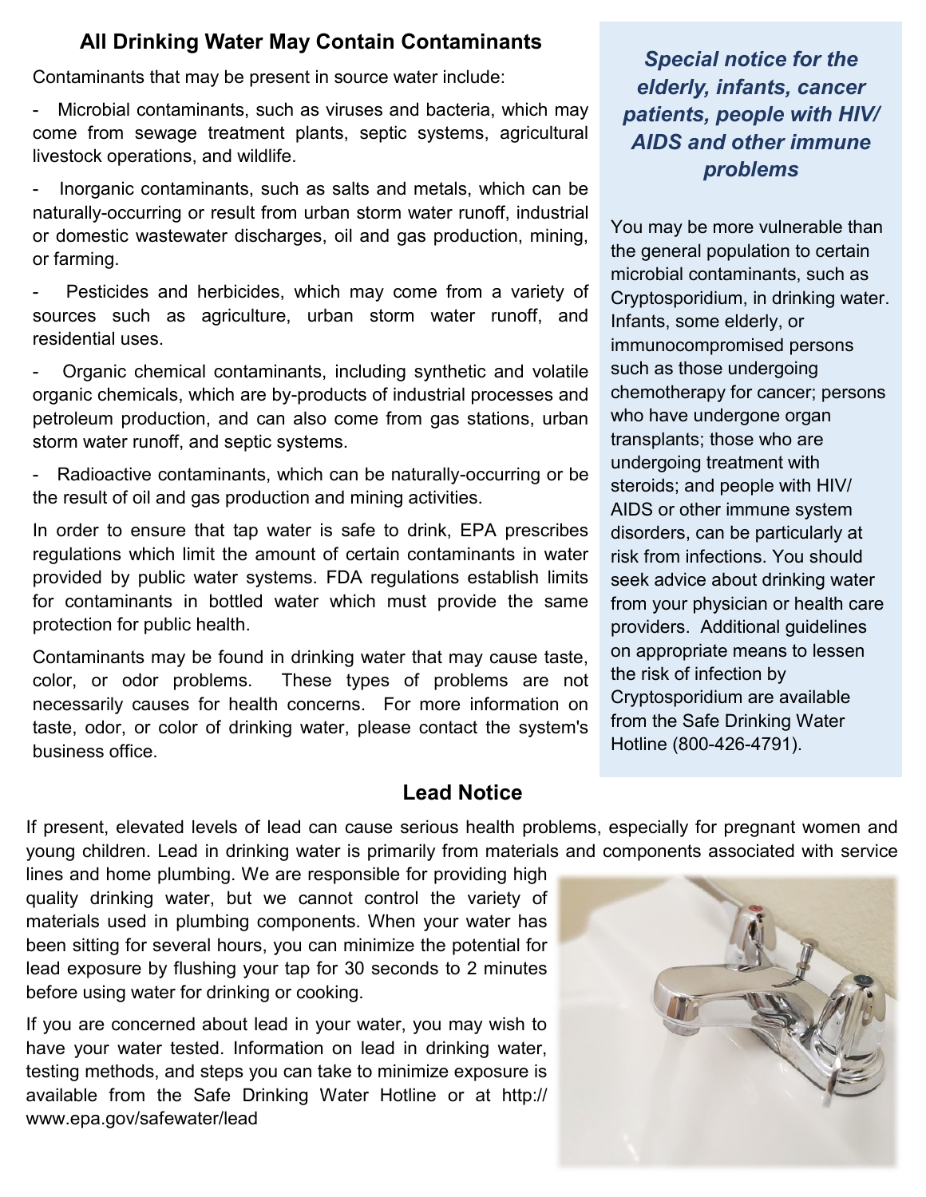## All Drinking Water May Contain Contaminants

Contaminants that may be present in source water include:

- Microbial contaminants, such as viruses and bacteria, which may come from sewage treatment plants, septic systems, agricultural livestock operations, and wildlife.
- Inorganic contaminants, such as salts and metals, which can be naturally-occurring or result from urban storm water runoff, industrial or domestic wastewater discharges, oil and gas production, mining, or farming.
- Pesticides and herbicides, which may come from a variety of sources such as agriculture, urban storm water runoff, and residential uses.
- Organic chemical contaminants, including synthetic and volatile organic chemicals, which are by-products of industrial processes and petroleum production, and can also come from gas stations, urban storm water runoff, and septic systems.
- Radioactive contaminants, which can be naturally-occurring or be the result of oil and gas production and mining activities.

In order to ensure that tap water is safe to drink, EPA prescribes regulations which limit the amount of certain contaminants in water provided by public water systems. FDA regulations establish limits for contaminants in bottled water which must provide the same protection for public health.

Contaminants may be found in drinking water that may cause taste, color, or odor problems. These types of problems are not necessarily causes for health concerns. For more information on taste, odor, or color of drinking water, please contact the system's business office.

### *Special notice for the elderly, infants, cancer patients, people with HIV/AIDS and other immune problems*

You may be more vulnerable than the general population to certain microbial contaminants, such as Cryptosporidium, in drinking water. Infants, some elderly, or immunocompromised persons such as those undergoing chemotherapy for cancer; persons who have undergone organ transplants; those who are undergoing treatment with steroids; and people with HIV/AIDS or other immune system disorders, can be particularly at risk from infections. You should seek advice about drinking water from your physician or health care providers. Additional guidelines on appropriate means to lessen the risk of infection by Cryptosporidium are available from the Safe Drinking Water Hotline (800-426-4791).

## Lead Notice

If present, elevated levels of lead can cause serious health problems, especially for pregnant women and young children. Lead in drinking water is primarily from materials and components associated with service lines and home plumbing. We are responsible for providing high quality drinking water, but we cannot control the variety of materials used in plumbing components. When your water has been sitting for several hours, you can minimize the potential for lead exposure by flushing your tap for 30 seconds to 2 minutes before using water for drinking or cooking.

If you are concerned about lead in your water, you may wish to have your water tested. Information on lead in drinking water, testing methods, and steps you can take to minimize exposure is available from the Safe Drinking Water Hotline or at http://www.epa.gov/safewater/lead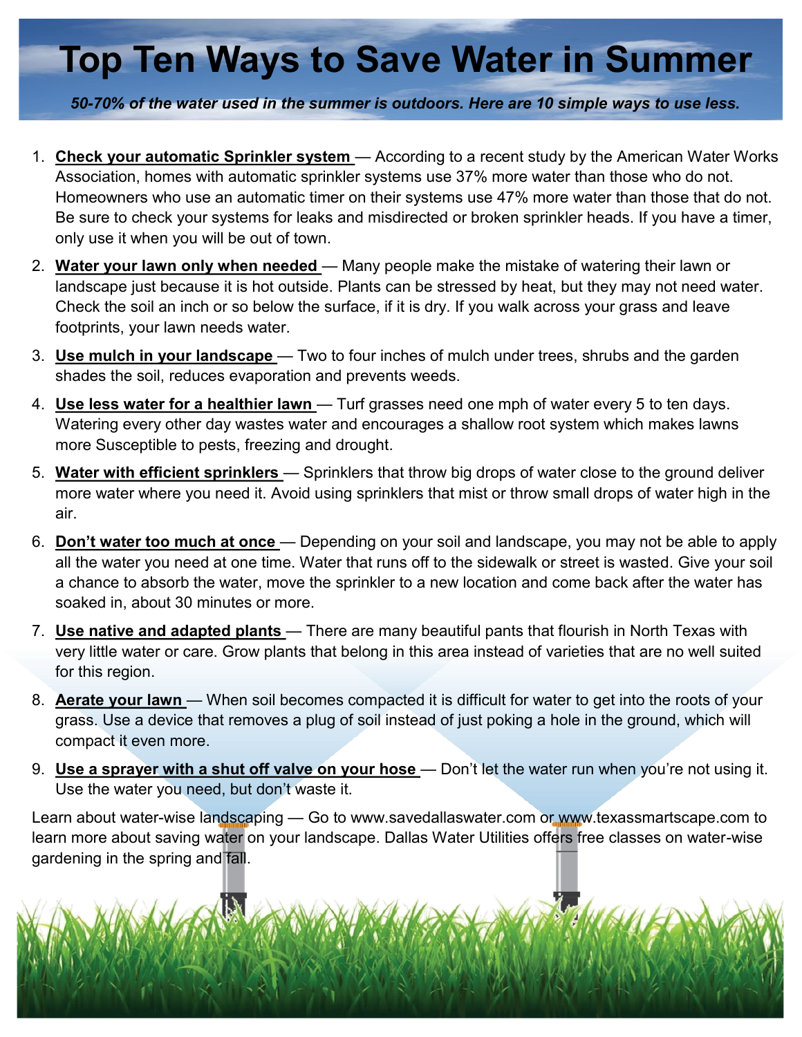# Top Ten Ways to Save Water in Summer

***50-70% of the water used in the summer is outdoors. Here are 10 simple ways to use less.***

1. **Check your automatic Sprinkler system** — According to a recent study by the American Water Works Association, homes with automatic sprinkler systems use 37% more water than those who do not. Homeowners who use an automatic timer on their systems use 47% more water than those that do not. Be sure to check your systems for leaks and misdirected or broken sprinkler heads. If you have a timer, only use it when you will be out of town.
2. **Water your lawn only when needed** — Many people make the mistake of watering their lawn or landscape just because it is hot outside. Plants can be stressed by heat, but they may not need water. Check the soil an inch or so below the surface, if it is dry. If you walk across your grass and leave footprints, your lawn needs water.
3. **Use mulch in your landscape** — Two to four inches of mulch under trees, shrubs and the garden shades the soil, reduces evaporation and prevents weeds.
4. **Use less water for a healthier lawn** — Turf grasses need one mph of water every 5 to ten days. Watering every other day wastes water and encourages a shallow root system which makes lawns more Susceptible to pests, freezing and drought.
5. **Water with efficient sprinklers** — Sprinklers that throw big drops of water close to the ground deliver more water where you need it. Avoid using sprinklers that mist or throw small drops of water high in the air.
6. **Don't water too much at once** — Depending on your soil and landscape, you may not be able to apply all the water you need at one time. Water that runs off to the sidewalk or street is wasted. Give your soil a chance to absorb the water, move the sprinkler to a new location and come back after the water has soaked in, about 30 minutes or more.
7. **Use native and adapted plants** — There are many beautiful pants that flourish in North Texas with very little water or care. Grow plants that belong in this area instead of varieties that are no well suited for this region.
8. **Aerate your lawn** — When soil becomes compacted it is difficult for water to get into the roots of your grass. Use a device that removes a plug of soil instead of just poking a hole in the ground, which will compact it even more.
9. **Use a sprayer with a shut off valve on your hose** — Don't let the water run when you're not using it. Use the water you need, but don't waste it.

Learn about water-wise landscaping — Go to www.savedallaswater.com or www.texassmartscape.com to learn more about saving water on your landscape. Dallas Water Utilities offers free classes on water-wise gardening in the spring and fall.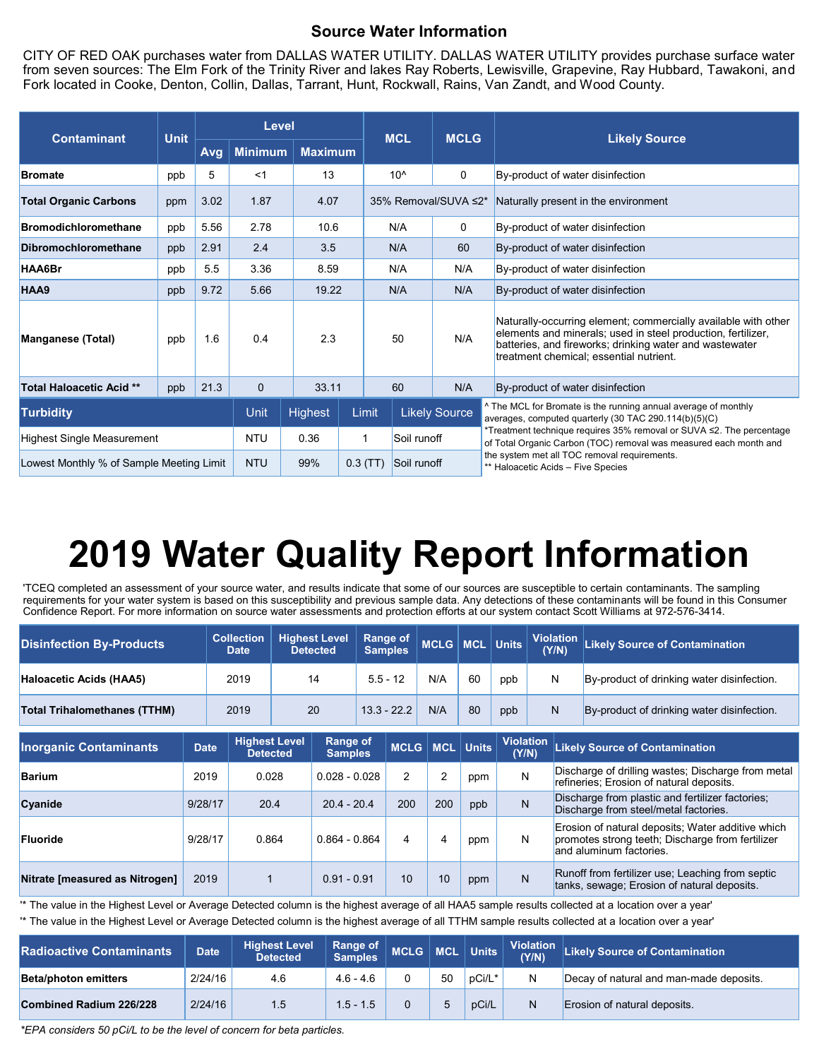## Source Water Information

CITY OF RED OAK purchases water from DALLAS WATER UTILITY. DALLAS WATER UTILITY provides purchase surface water from seven sources: The Elm Fork of the Trinity River and lakes Ray Roberts, Lewisville, Grapevine, Ray Hubbard, Tawakoni, and Fork located in Cooke, Denton, Collin, Dallas, Tarrant, Hunt, Rockwall, Rains, Van Zandt, and Wood County.

| Contaminant | Unit | Level | | | MCL | MCLG | Likely Source |
|---|---|---|---|---|---|---|---|
| | | Avg | Minimum | Maximum | | | |
| **Bromate** | ppb | 5 | <1 | 13 | 10^ | 0 | By-product of water disinfection |
| **Total Organic Carbons** | ppm | 3.02 | 1.87 | 4.07 | 35% Removal/SUVA ≤2* | | Naturally present in the environment |
| **Bromodichloromethane** | ppb | 5.56 | 2.78 | 10.6 | N/A | 0 | By-product of water disinfection |
| **Dibromochloromethane** | ppb | 2.91 | 2.4 | 3.5 | N/A | 60 | By-product of water disinfection |
| **HAA6Br** | ppb | 5.5 | 3.36 | 8.59 | N/A | N/A | By-product of water disinfection |
| **HAA9** | ppb | 9.72 | 5.66 | 19.22 | N/A | N/A | By-product of water disinfection |
| **Manganese (Total)** | ppb | 1.6 | 0.4 | 2.3 | 50 | N/A | Naturally-occurring element; commercially available with other elements and minerals; used in steel production, fertilizer, batteries, and fireworks; drinking water and wastewater treatment chemical; essential nutrient. |
| **Total Haloacetic Acid \*\*** | ppb | 21.3 | 0 | 33.11 | 60 | N/A | By-product of water disinfection |

| Turbidity | Unit | Highest | Limit | Likely Source |
|---|---|---|---|---|
| Highest Single Measurement | NTU | 0.36 | 1 | Soil runoff |
| Lowest Monthly % of Sample Meeting Limit | NTU | 99% | 0.3 (TT) | Soil runoff |

^ The MCL for Bromate is the running annual average of monthly averages, computed quarterly (30 TAC 290.114(b)(5)(C)

*Treatment technique requires 35% removal or SUVA ≤2. The percentage of Total Organic Carbon (TOC) removal was measured each month and the system met all TOC removal requirements.

** Haloacetic Acids – Five Species

# 2019 Water Quality Report Information

'TCEQ completed an assessment of your source water, and results indicate that some of our sources are susceptible to certain contaminants. The sampling requirements for your water system is based on this susceptibility and previous sample data. Any detections of these contaminants will be found in this Consumer Confidence Report. For more information on source water assessments and protection efforts at our system contact Scott Williams at 972-576-3414.

| Disinfection By-Products | Collection Date | Highest Level Detected | Range of Samples | MCLG | MCL | Units | Violation (Y/N) | Likely Source of Contamination |
|---|---|---|---|---|---|---|---|---|
| **Haloacetic Acids (HAA5)** | 2019 | 14 | 5.5 - 12 | N/A | 60 | ppb | N | By-product of drinking water disinfection. |
| **Total Trihalomethanes (TTHM)** | 2019 | 20 | 13.3 - 22.2 | N/A | 80 | ppb | N | By-product of drinking water disinfection. |

| Inorganic Contaminants | Date | Highest Level Detected | Range of Samples | MCLG | MCL | Units | Violation (Y/N) | Likely Source of Contamination |
|---|---|---|---|---|---|---|---|---|
| **Barium** | 2019 | 0.028 | 0.028 - 0.028 | 2 | 2 | ppm | N | Discharge of drilling wastes; Discharge from metal refineries; Erosion of natural deposits. |
| **Cyanide** | 9/28/17 | 20.4 | 20.4 - 20.4 | 200 | 200 | ppb | N | Discharge from plastic and fertilizer factories; Discharge from steel/metal factories. |
| **Fluoride** | 9/28/17 | 0.864 | 0.864 - 0.864 | 4 | 4 | ppm | N | Erosion of natural deposits; Water additive which promotes strong teeth; Discharge from fertilizer and aluminum factories. |
| **Nitrate [measured as Nitrogen]** | 2019 | 1 | 0.91 - 0.91 | 10 | 10 | ppm | N | Runoff from fertilizer use; Leaching from septic tanks, sewage; Erosion of natural deposits. |

'* The value in the Highest Level or Average Detected column is the highest average of all HAA5 sample results collected at a location over a year'

'* The value in the Highest Level or Average Detected column is the highest average of all TTHM sample results collected at a location over a year'

| Radioactive Contaminants | Date | Highest Level Detected | Range of Samples | MCLG | MCL | Units | Violation (Y/N) | Likely Source of Contamination |
|---|---|---|---|---|---|---|---|---|
| **Beta/photon emitters** | 2/24/16 | 4.6 | 4.6 - 4.6 | 0 | 50 | pCi/L* | N | Decay of natural and man-made deposits. |
| **Combined Radium 226/228** | 2/24/16 | 1.5 | 1.5 - 1.5 | 0 | 5 | pCi/L | N | Erosion of natural deposits. |

*\*EPA considers 50 pCi/L to be the level of concern for beta particles.*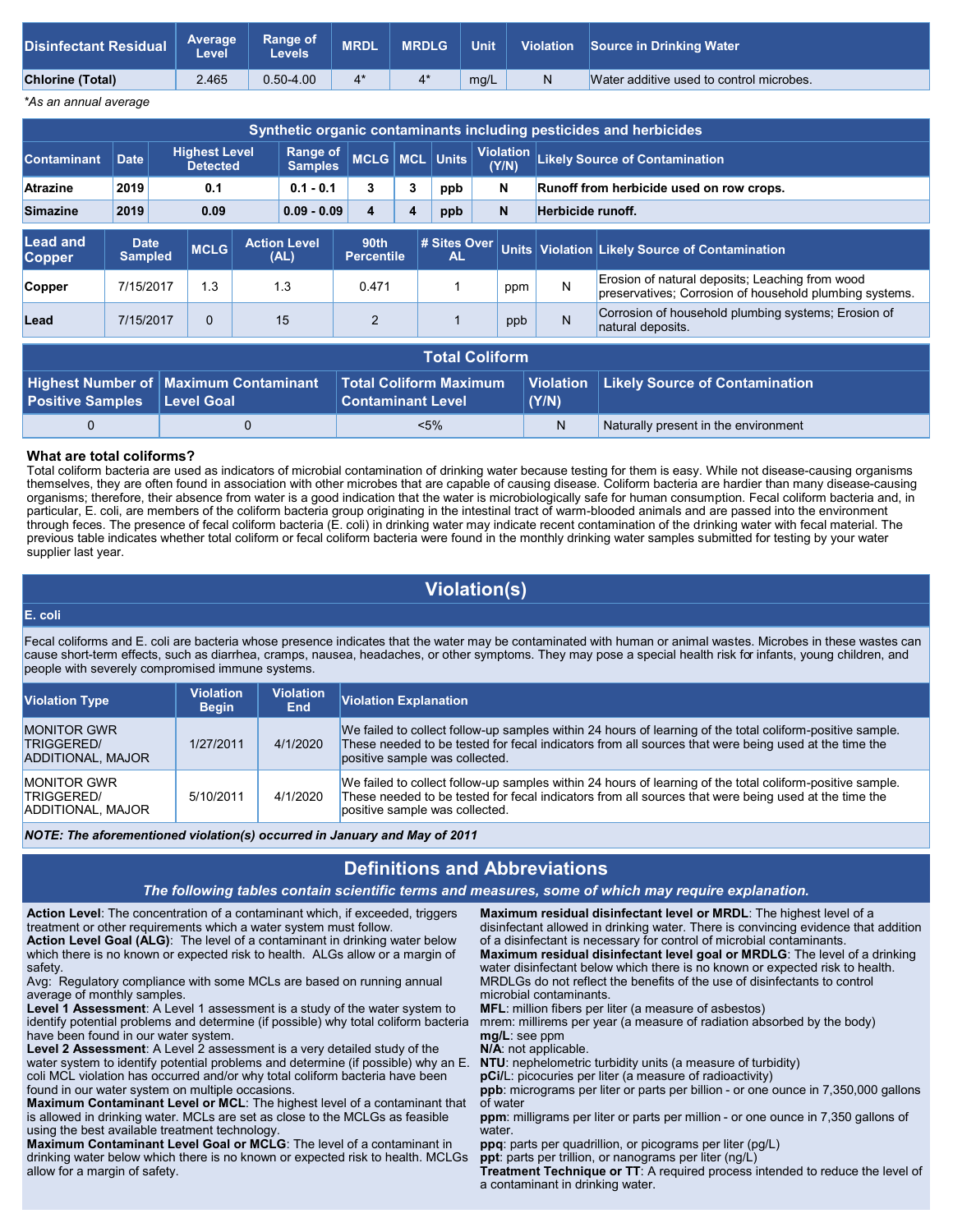| Disinfectant Residual | Average Level | Range of Levels | MRDL | MRDLG | Unit | Violation | Source in Drinking Water |
|---|---|---|---|---|---|---|---|
| **Chlorine (Total)** | 2.465 | 0.50-4.00 | 4* | 4* | mg/L | N | Water additive used to control microbes. |

*As an annual average*

| Synthetic organic contaminants including pesticides and herbicides | | | | | | | | |
|---|---|---|---|---|---|---|---|---|
| **Contaminant** | **Date** | **Highest Level Detected** | **Range of Samples** | **MCLG** | **MCL** | **Units** | **Violation (Y/N)** | **Likely Source of Contamination** |
| **Atrazine** | **2019** | **0.1** | **0.1 - 0.1** | **3** | **3** | **ppb** | **N** | **Runoff from herbicide used on row crops.** |
| **Simazine** | **2019** | **0.09** | **0.09 - 0.09** | **4** | **4** | **ppb** | **N** | **Herbicide runoff.** |

| Lead and Copper | Date Sampled | MCLG | Action Level (AL) | 90th Percentile | # Sites Over AL | Units | Violation | Likely Source of Contamination |
|---|---|---|---|---|---|---|---|---|
| **Copper** | 7/15/2017 | 1.3 | 1.3 | 0.471 | 1 | ppm | N | Erosion of natural deposits; Leaching from wood preservatives; Corrosion of household plumbing systems. |
| **Lead** | 7/15/2017 | 0 | 15 | 2 | 1 | ppb | N | Corrosion of household plumbing systems; Erosion of natural deposits. |

| Total Coliform | | | | |
|---|---|---|---|---|
| **Highest Number of Positive Samples** | **Maximum Contaminant Level Goal** | **Total Coliform Maximum Contaminant Level** | **Violation (Y/N)** | **Likely Source of Contamination** |
| 0 | 0 | <5% | N | Naturally present in the environment |

### What are total coliforms?

Total coliform bacteria are used as indicators of microbial contamination of drinking water because testing for them is easy. While not disease-causing organisms themselves, they are often found in association with other microbes that are capable of causing disease. Coliform bacteria are hardier than many disease-causing organisms; therefore, their absence from water is a good indication that the water is microbiologically safe for human consumption. Fecal coliform bacteria and, in particular, E. coli, are members of the coliform bacteria group originating in the intestinal tract of warm-blooded animals and are passed into the environment through feces. The presence of fecal coliform bacteria (E. coli) in drinking water may indicate recent contamination of the drinking water with fecal material. The previous table indicates whether total coliform or fecal coliform bacteria were found in the monthly drinking water samples submitted for testing by your water supplier last year.

## Violation(s)

**E. coli**

Fecal coliforms and E. coli are bacteria whose presence indicates that the water may be contaminated with human or animal wastes. Microbes in these wastes can cause short-term effects, such as diarrhea, cramps, nausea, headaches, or other symptoms. They may pose a special health risk for infants, young children, and people with severely compromised immune systems.

| Violation Type | Violation Begin | Violation End | Violation Explanation |
|---|---|---|---|
| MONITOR GWR TRIGGERED/ ADDITIONAL, MAJOR | 1/27/2011 | 4/1/2020 | We failed to collect follow-up samples within 24 hours of learning of the total coliform-positive sample. These needed to be tested for fecal indicators from all sources that were being used at the time the positive sample was collected. |
| MONITOR GWR TRIGGERED/ ADDITIONAL, MAJOR | 5/10/2011 | 4/1/2020 | We failed to collect follow-up samples within 24 hours of learning of the total coliform-positive sample. These needed to be tested for fecal indicators from all sources that were being used at the time the positive sample was collected. |

***NOTE: The aforementioned violation(s) occurred in January and May of 2011***

## Definitions and Abbreviations

*The following tables contain scientific terms and measures, some of which may require explanation.*

**Action Level**: The concentration of a contaminant which, if exceeded, triggers treatment or other requirements which a water system must follow.
**Action Level Goal (ALG)**: The level of a contaminant in drinking water below which there is no known or expected risk to health. ALGs allow or a margin of safety.
Avg: Regulatory compliance with some MCLs are based on running annual average of monthly samples.
**Level 1 Assessment**: A Level 1 assessment is a study of the water system to identify potential problems and determine (if possible) why total coliform bacteria have been found in our water system.
**Level 2 Assessment**: A Level 2 assessment is a very detailed study of the water system to identify potential problems and determine (if possible) why an E. coli MCL violation has occurred and/or why total coliform bacteria have been found in our water system on multiple occasions.
**Maximum Contaminant Level or MCL**: The highest level of a contaminant that is allowed in drinking water. MCLs are set as close to the MCLGs as feasible using the best available treatment technology.
**Maximum Contaminant Level Goal or MCLG**: The level of a contaminant in drinking water below which there is no known or expected risk to health. MCLGs allow for a margin of safety.
**Maximum residual disinfectant level or MRDL**: The highest level of a disinfectant allowed in drinking water. There is convincing evidence that addition of a disinfectant is necessary for control of microbial contaminants.
**Maximum residual disinfectant level goal or MRDLG**: The level of a drinking water disinfectant below which there is no known or expected risk to health. MRDLGs do not reflect the benefits of the use of disinfectants to control microbial contaminants.
**MFL**: million fibers per liter (a measure of asbestos)
mrem: millirems per year (a measure of radiation absorbed by the body)
**mg/L**: see ppm
**N/A**: not applicable.
**NTU**: nephelometric turbidity units (a measure of turbidity)
**pCi/L**: picocuries per liter (a measure of radioactivity)
**ppb**: micrograms per liter or parts per billion - or one ounce in 7,350,000 gallons of water
**ppm**: milligrams per liter or parts per million - or one ounce in 7,350 gallons of water.
**ppq**: parts per quadrillion, or picograms per liter (pg/L)
**ppt**: parts per trillion, or nanograms per liter (ng/L)
**Treatment Technique or TT**: A required process intended to reduce the level of a contaminant in drinking water.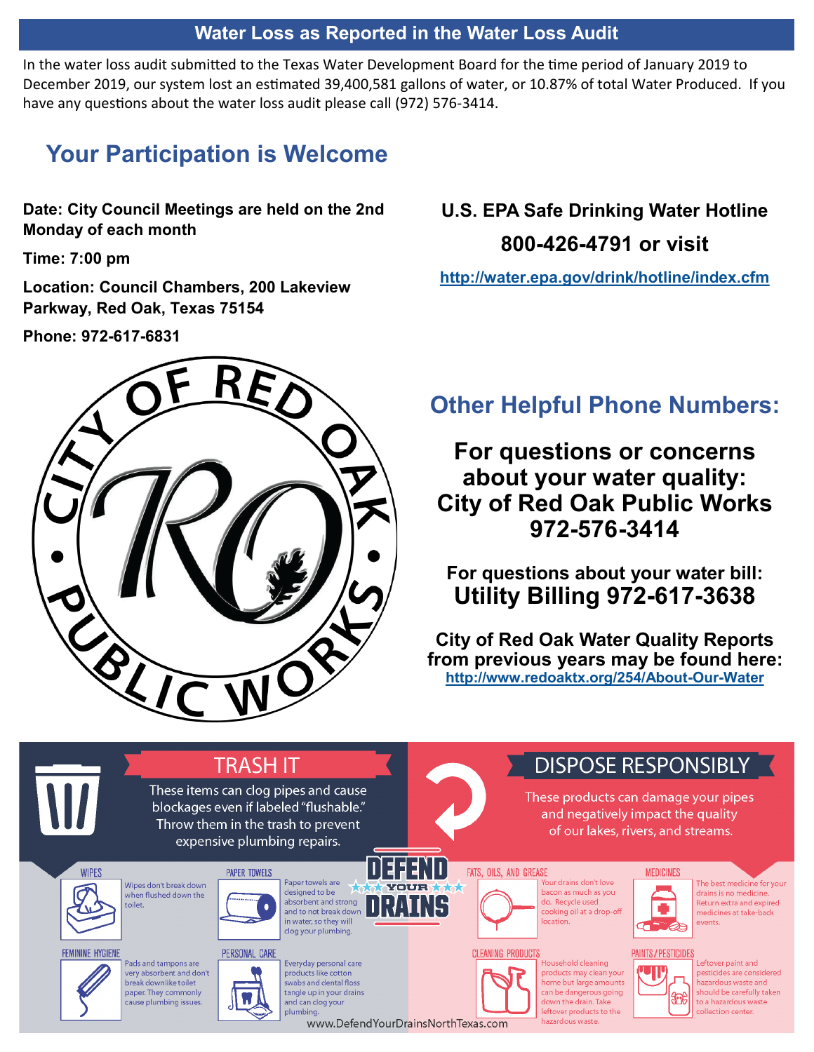## Water Loss as Reported in the Water Loss Audit

In the water loss audit submitted to the Texas Water Development Board for the time period of January 2019 to December 2019, our system lost an estimated 39,400,581 gallons of water, or 10.87% of total Water Produced. If you have any questions about the water loss audit please call (972) 576-3414.

## Your Participation is Welcome

**Date: City Council Meetings are held on the 2nd Monday of each month**

**Time: 7:00 pm**

**Location: Council Chambers, 200 Lakeview Parkway, Red Oak, Texas 75154**

**Phone: 972-617-6831**

**U.S. EPA Safe Drinking Water Hotline**

**800-426-4791 or visit**

**http://water.epa.gov/drink/hotline/index.cfm**

CITY OF RED OAK • PUBLIC WORKS •

## Other Helpful Phone Numbers:

**For questions or concerns about your water quality: City of Red Oak Public Works 972-576-3414**

**For questions about your water bill: Utility Billing 972-617-3638**

**City of Red Oak Water Quality Reports from previous years may be found here:**
**http://www.redoaktx.org/254/About-Our-Water**

### TRASH IT

These items can clog pipes and cause blockages even if labeled "flushable." Throw them in the trash to prevent expensive plumbing repairs.

**WIPES** — Wipes don't break down when flushed down the toilet.

**PAPER TOWELS** — Paper towels are designed to be absorbent and strong and to not break down in water, so they will clog your plumbing.

**FEMININE HYGIENE** — Pads and tampons are very absorbent and don't break down like toilet paper. They commonly cause plumbing issues.

**PERSONAL CARE** — Everyday personal care products like cotton swabs and dental floss tangle up in your drains and can clog your plumbing.

**DEFEND YOUR DRAINS**

### DISPOSE RESPONSIBLY

These products can damage your pipes and negatively impact the quality of our lakes, rivers, and streams.

**FATS, OILS, AND GREASE** — Your drains don't love bacon as much as you do. Recycle used cooking oil at a drop-off location.

**MEDICINES** — The best medicine for your drains is no medicine. Return extra and expired medicines at take-back events.

**CLEANING PRODUCTS** — Household cleaning products may clean your home but large amounts can be dangerous going down the drain. Take leftover products to the hazardous waste.

**PAINTS/PESTICIDES** — Leftover paint and pesticides are considered hazardous waste and should be carefully taken to a hazardous waste collection center.

www.DefendYourDrainsNorthTexas.com